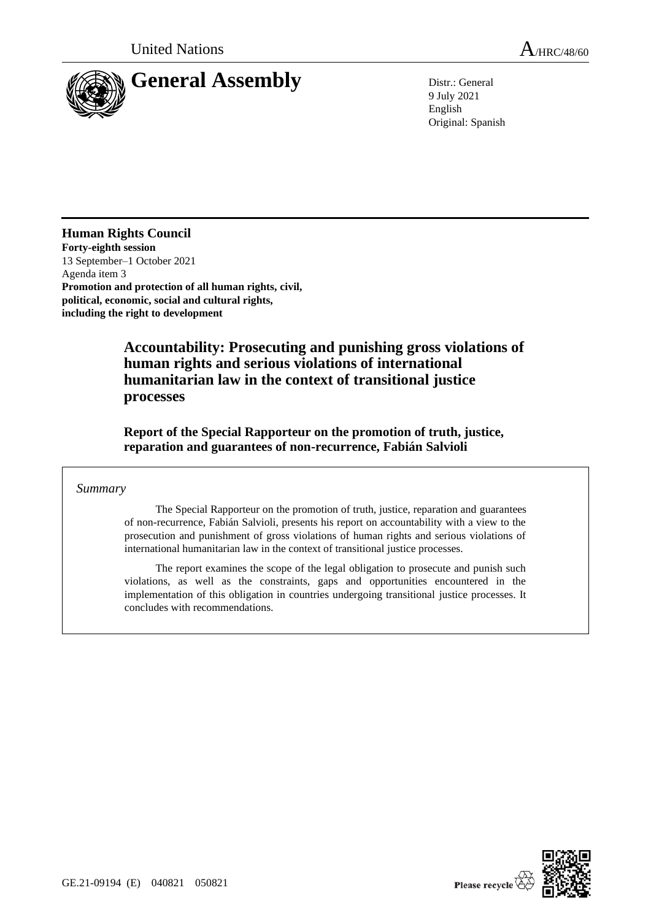United Nations A/HRC/48/60

# General Assembly

Distr.: General
9 July 2021
English
Original: Spanish

**Human Rights Council**
**Forty-eighth session**
13 September–1 October 2021
Agenda item 3
**Promotion and protection of all human rights, civil, political, economic, social and cultural rights, including the right to development**

## Accountability: Prosecuting and punishing gross violations of human rights and serious violations of international humanitarian law in the context of transitional justice processes

### Report of the Special Rapporteur on the promotion of truth, justice, reparation and guarantees of non-recurrence, Fabián Salvioli

*Summary*

The Special Rapporteur on the promotion of truth, justice, reparation and guarantees of non-recurrence, Fabián Salvioli, presents his report on accountability with a view to the prosecution and punishment of gross violations of human rights and serious violations of international humanitarian law in the context of transitional justice processes.

The report examines the scope of the legal obligation to prosecute and punish such violations, as well as the constraints, gaps and opportunities encountered in the implementation of this obligation in countries undergoing transitional justice processes. It concludes with recommendations.

GE.21-09194 (E) 040821 050821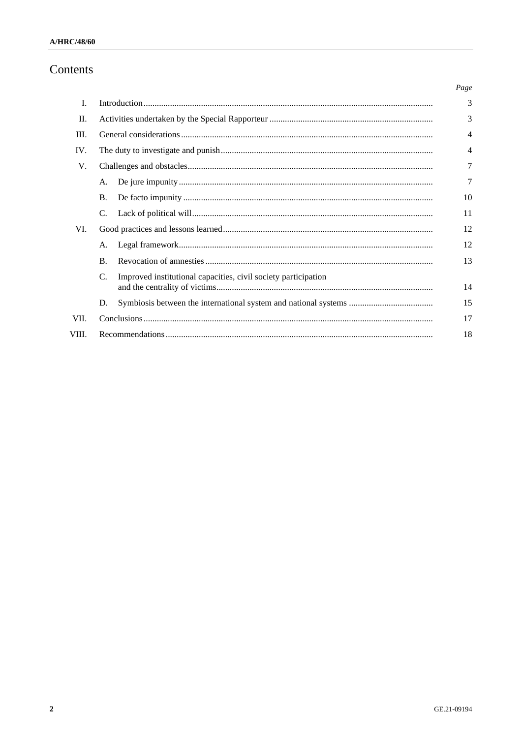# Contents

| | | Page |
|---|---|---|
| I. | Introduction | 3 |
| II. | Activities undertaken by the Special Rapporteur | 3 |
| III. | General considerations | 4 |
| IV. | The duty to investigate and punish | 4 |
| V. | Challenges and obstacles | 7 |
| | A. De jure impunity | 7 |
| | B. De facto impunity | 10 |
| | C. Lack of political will | 11 |
| VI. | Good practices and lessons learned | 12 |
| | A. Legal framework | 12 |
| | B. Revocation of amnesties | 13 |
| | C. Improved institutional capacities, civil society participation and the centrality of victims | 14 |
| | D. Symbiosis between the international system and national systems | 15 |
| VII. | Conclusions | 17 |
| VIII. | Recommendations | 18 |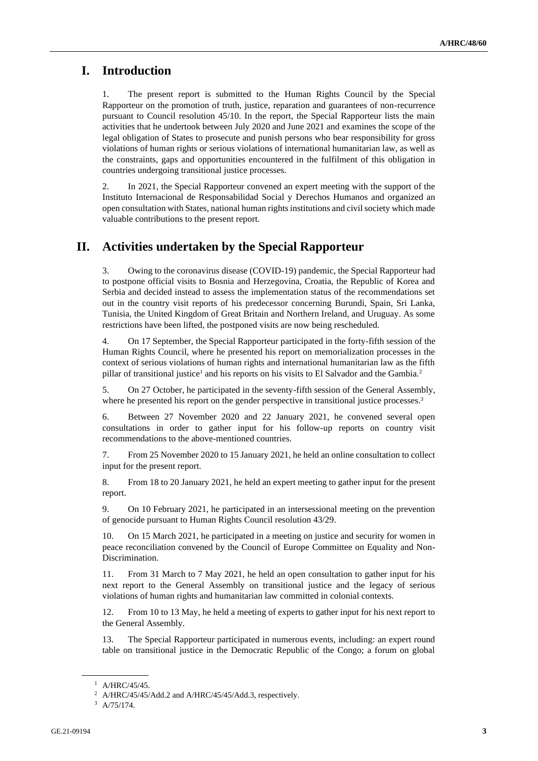# I. Introduction

1. The present report is submitted to the Human Rights Council by the Special Rapporteur on the promotion of truth, justice, reparation and guarantees of non-recurrence pursuant to Council resolution 45/10. In the report, the Special Rapporteur lists the main activities that he undertook between July 2020 and June 2021 and examines the scope of the legal obligation of States to prosecute and punish persons who bear responsibility for gross violations of human rights or serious violations of international humanitarian law, as well as the constraints, gaps and opportunities encountered in the fulfilment of this obligation in countries undergoing transitional justice processes.

2. In 2021, the Special Rapporteur convened an expert meeting with the support of the Instituto Internacional de Responsabilidad Social y Derechos Humanos and organized an open consultation with States, national human rights institutions and civil society which made valuable contributions to the present report.

# II. Activities undertaken by the Special Rapporteur

3. Owing to the coronavirus disease (COVID-19) pandemic, the Special Rapporteur had to postpone official visits to Bosnia and Herzegovina, Croatia, the Republic of Korea and Serbia and decided instead to assess the implementation status of the recommendations set out in the country visit reports of his predecessor concerning Burundi, Spain, Sri Lanka, Tunisia, the United Kingdom of Great Britain and Northern Ireland, and Uruguay. As some restrictions have been lifted, the postponed visits are now being rescheduled.

4. On 17 September, the Special Rapporteur participated in the forty-fifth session of the Human Rights Council, where he presented his report on memorialization processes in the context of serious violations of human rights and international humanitarian law as the fifth pillar of transitional justice[1] and his reports on his visits to El Salvador and the Gambia.[2]

5. On 27 October, he participated in the seventy-fifth session of the General Assembly, where he presented his report on the gender perspective in transitional justice processes.[3]

6. Between 27 November 2020 and 22 January 2021, he convened several open consultations in order to gather input for his follow-up reports on country visit recommendations to the above-mentioned countries.

7. From 25 November 2020 to 15 January 2021, he held an online consultation to collect input for the present report.

8. From 18 to 20 January 2021, he held an expert meeting to gather input for the present report.

9. On 10 February 2021, he participated in an intersessional meeting on the prevention of genocide pursuant to Human Rights Council resolution 43/29.

10. On 15 March 2021, he participated in a meeting on justice and security for women in peace reconciliation convened by the Council of Europe Committee on Equality and Non-Discrimination.

11. From 31 March to 7 May 2021, he held an open consultation to gather input for his next report to the General Assembly on transitional justice and the legacy of serious violations of human rights and humanitarian law committed in colonial contexts.

12. From 10 to 13 May, he held a meeting of experts to gather input for his next report to the General Assembly.

13. The Special Rapporteur participated in numerous events, including: an expert round table on transitional justice in the Democratic Republic of the Congo; a forum on global

---

[1] A/HRC/45/45.

[2] A/HRC/45/45/Add.2 and A/HRC/45/45/Add.3, respectively.

[3] A/75/174.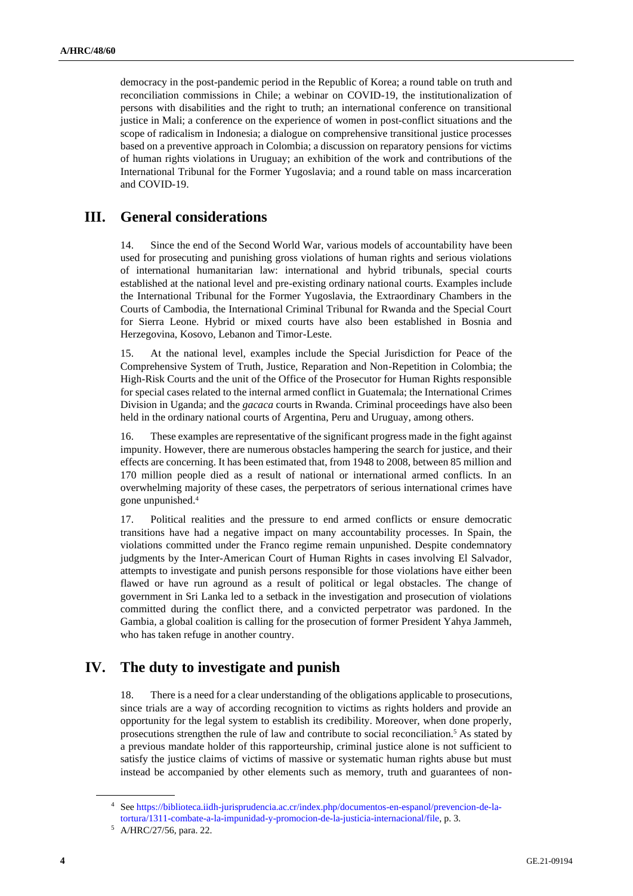democracy in the post-pandemic period in the Republic of Korea; a round table on truth and reconciliation commissions in Chile; a webinar on COVID-19, the institutionalization of persons with disabilities and the right to truth; an international conference on transitional justice in Mali; a conference on the experience of women in post-conflict situations and the scope of radicalism in Indonesia; a dialogue on comprehensive transitional justice processes based on a preventive approach in Colombia; a discussion on reparatory pensions for victims of human rights violations in Uruguay; an exhibition of the work and contributions of the International Tribunal for the Former Yugoslavia; and a round table on mass incarceration and COVID-19.

## III. General considerations

14. Since the end of the Second World War, various models of accountability have been used for prosecuting and punishing gross violations of human rights and serious violations of international humanitarian law: international and hybrid tribunals, special courts established at the national level and pre-existing ordinary national courts. Examples include the International Tribunal for the Former Yugoslavia, the Extraordinary Chambers in the Courts of Cambodia, the International Criminal Tribunal for Rwanda and the Special Court for Sierra Leone. Hybrid or mixed courts have also been established in Bosnia and Herzegovina, Kosovo, Lebanon and Timor-Leste.

15. At the national level, examples include the Special Jurisdiction for Peace of the Comprehensive System of Truth, Justice, Reparation and Non-Repetition in Colombia; the High-Risk Courts and the unit of the Office of the Prosecutor for Human Rights responsible for special cases related to the internal armed conflict in Guatemala; the International Crimes Division in Uganda; and the *gacaca* courts in Rwanda. Criminal proceedings have also been held in the ordinary national courts of Argentina, Peru and Uruguay, among others.

16. These examples are representative of the significant progress made in the fight against impunity. However, there are numerous obstacles hampering the search for justice, and their effects are concerning. It has been estimated that, from 1948 to 2008, between 85 million and 170 million people died as a result of national or international armed conflicts. In an overwhelming majority of these cases, the perpetrators of serious international crimes have gone unpunished.[4]

17. Political realities and the pressure to end armed conflicts or ensure democratic transitions have had a negative impact on many accountability processes. In Spain, the violations committed under the Franco regime remain unpunished. Despite condemnatory judgments by the Inter-American Court of Human Rights in cases involving El Salvador, attempts to investigate and punish persons responsible for those violations have either been flawed or have run aground as a result of political or legal obstacles. The change of government in Sri Lanka led to a setback in the investigation and prosecution of violations committed during the conflict there, and a convicted perpetrator was pardoned. In the Gambia, a global coalition is calling for the prosecution of former President Yahya Jammeh, who has taken refuge in another country.

## IV. The duty to investigate and punish

18. There is a need for a clear understanding of the obligations applicable to prosecutions, since trials are a way of according recognition to victims as rights holders and provide an opportunity for the legal system to establish its credibility. Moreover, when done properly, prosecutions strengthen the rule of law and contribute to social reconciliation.[5] As stated by a previous mandate holder of this rapporteurship, criminal justice alone is not sufficient to satisfy the justice claims of victims of massive or systematic human rights abuse but must instead be accompanied by other elements such as memory, truth and guarantees of non-

---

[4] See https://biblioteca.iidh-jurisprudencia.ac.cr/index.php/documentos-en-espanol/prevencion-de-la-tortura/1311-combate-a-la-impunidad-y-promocion-de-la-justicia-internacional/file, p. 3.

[5] A/HRC/27/56, para. 22.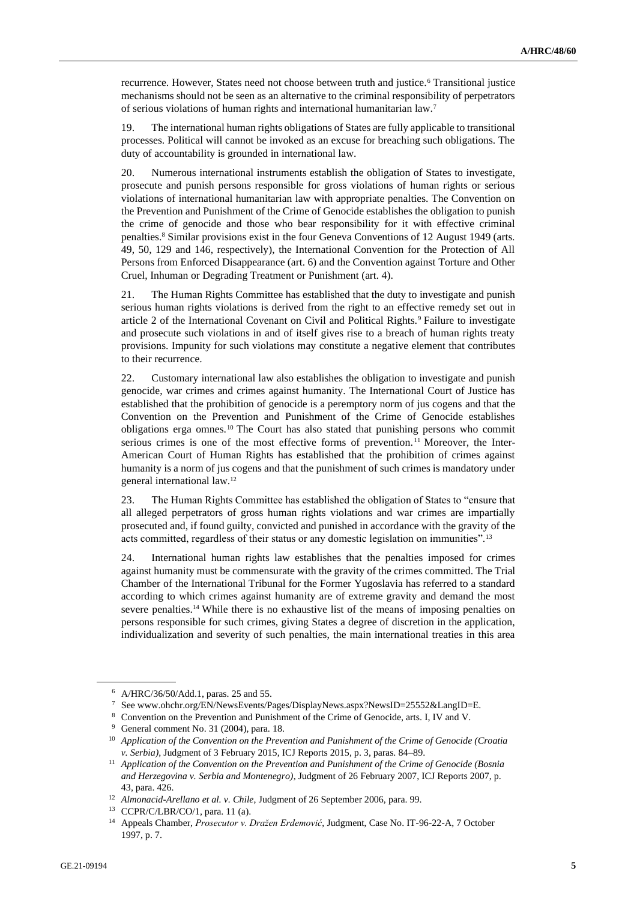recurrence. However, States need not choose between truth and justice.[6] Transitional justice mechanisms should not be seen as an alternative to the criminal responsibility of perpetrators of serious violations of human rights and international humanitarian law.[7]

19. The international human rights obligations of States are fully applicable to transitional processes. Political will cannot be invoked as an excuse for breaching such obligations. The duty of accountability is grounded in international law.

20. Numerous international instruments establish the obligation of States to investigate, prosecute and punish persons responsible for gross violations of human rights or serious violations of international humanitarian law with appropriate penalties. The Convention on the Prevention and Punishment of the Crime of Genocide establishes the obligation to punish the crime of genocide and those who bear responsibility for it with effective criminal penalties.[8] Similar provisions exist in the four Geneva Conventions of 12 August 1949 (arts. 49, 50, 129 and 146, respectively), the International Convention for the Protection of All Persons from Enforced Disappearance (art. 6) and the Convention against Torture and Other Cruel, Inhuman or Degrading Treatment or Punishment (art. 4).

21. The Human Rights Committee has established that the duty to investigate and punish serious human rights violations is derived from the right to an effective remedy set out in article 2 of the International Covenant on Civil and Political Rights.[9] Failure to investigate and prosecute such violations in and of itself gives rise to a breach of human rights treaty provisions. Impunity for such violations may constitute a negative element that contributes to their recurrence.

22. Customary international law also establishes the obligation to investigate and punish genocide, war crimes and crimes against humanity. The International Court of Justice has established that the prohibition of genocide is a peremptory norm of jus cogens and that the Convention on the Prevention and Punishment of the Crime of Genocide establishes obligations erga omnes.[10] The Court has also stated that punishing persons who commit serious crimes is one of the most effective forms of prevention.[11] Moreover, the Inter-American Court of Human Rights has established that the prohibition of crimes against humanity is a norm of jus cogens and that the punishment of such crimes is mandatory under general international law.[12]

23. The Human Rights Committee has established the obligation of States to "ensure that all alleged perpetrators of gross human rights violations and war crimes are impartially prosecuted and, if found guilty, convicted and punished in accordance with the gravity of the acts committed, regardless of their status or any domestic legislation on immunities".[13]

24. International human rights law establishes that the penalties imposed for crimes against humanity must be commensurate with the gravity of the crimes committed. The Trial Chamber of the International Tribunal for the Former Yugoslavia has referred to a standard according to which crimes against humanity are of extreme gravity and demand the most severe penalties.[14] While there is no exhaustive list of the means of imposing penalties on persons responsible for such crimes, giving States a degree of discretion in the application, individualization and severity of such penalties, the main international treaties in this area

---

[6] A/HRC/36/50/Add.1, paras. 25 and 55.

[7] See www.ohchr.org/EN/NewsEvents/Pages/DisplayNews.aspx?NewsID=25552&LangID=E.

[8] Convention on the Prevention and Punishment of the Crime of Genocide, arts. I, IV and V.

[9] General comment No. 31 (2004), para. 18.

[10] *Application of the Convention on the Prevention and Punishment of the Crime of Genocide (Croatia v. Serbia)*, Judgment of 3 February 2015, ICJ Reports 2015, p. 3, paras. 84–89.

[11] *Application of the Convention on the Prevention and Punishment of the Crime of Genocide (Bosnia and Herzegovina v. Serbia and Montenegro)*, Judgment of 26 February 2007, ICJ Reports 2007, p. 43, para. 426.

[12] *Almonacid-Arellano et al. v. Chile*, Judgment of 26 September 2006, para. 99.

[13] CCPR/C/LBR/CO/1, para. 11 (a).

[14] Appeals Chamber, *Prosecutor v. Dražen Erdemović*, Judgment, Case No. IT-96-22-A, 7 October 1997, p. 7.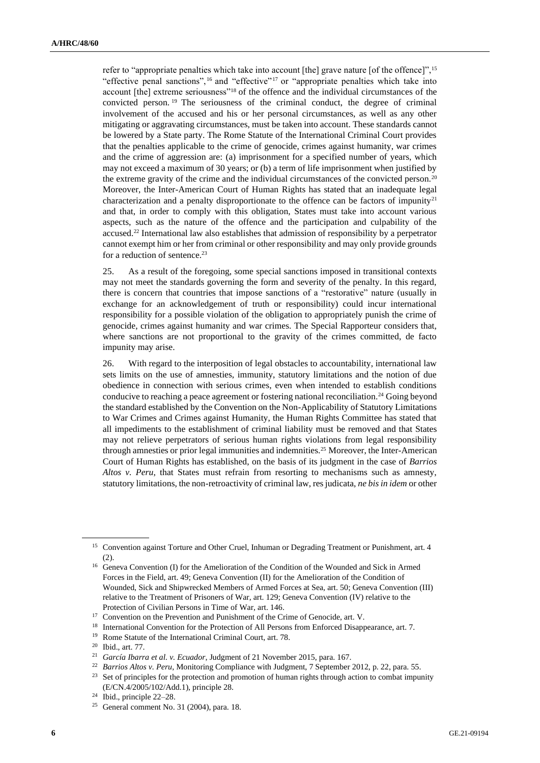refer to "appropriate penalties which take into account [the] grave nature [of the offence]",[15] "effective penal sanctions",[16] and "effective"[17] or "appropriate penalties which take into account [the] extreme seriousness"[18] of the offence and the individual circumstances of the convicted person.[19] The seriousness of the criminal conduct, the degree of criminal involvement of the accused and his or her personal circumstances, as well as any other mitigating or aggravating circumstances, must be taken into account. These standards cannot be lowered by a State party. The Rome Statute of the International Criminal Court provides that the penalties applicable to the crime of genocide, crimes against humanity, war crimes and the crime of aggression are: (a) imprisonment for a specified number of years, which may not exceed a maximum of 30 years; or (b) a term of life imprisonment when justified by the extreme gravity of the crime and the individual circumstances of the convicted person.[20] Moreover, the Inter-American Court of Human Rights has stated that an inadequate legal characterization and a penalty disproportionate to the offence can be factors of impunity[21] and that, in order to comply with this obligation, States must take into account various aspects, such as the nature of the offence and the participation and culpability of the accused.[22] International law also establishes that admission of responsibility by a perpetrator cannot exempt him or her from criminal or other responsibility and may only provide grounds for a reduction of sentence.[23]

25. As a result of the foregoing, some special sanctions imposed in transitional contexts may not meet the standards governing the form and severity of the penalty. In this regard, there is concern that countries that impose sanctions of a "restorative" nature (usually in exchange for an acknowledgement of truth or responsibility) could incur international responsibility for a possible violation of the obligation to appropriately punish the crime of genocide, crimes against humanity and war crimes. The Special Rapporteur considers that, where sanctions are not proportional to the gravity of the crimes committed, de facto impunity may arise.

26. With regard to the interposition of legal obstacles to accountability, international law sets limits on the use of amnesties, immunity, statutory limitations and the notion of due obedience in connection with serious crimes, even when intended to establish conditions conducive to reaching a peace agreement or fostering national reconciliation.[24] Going beyond the standard established by the Convention on the Non-Applicability of Statutory Limitations to War Crimes and Crimes against Humanity, the Human Rights Committee has stated that all impediments to the establishment of criminal liability must be removed and that States may not relieve perpetrators of serious human rights violations from legal responsibility through amnesties or prior legal immunities and indemnities.[25] Moreover, the Inter-American Court of Human Rights has established, on the basis of its judgment in the case of *Barrios Altos v. Peru*, that States must refrain from resorting to mechanisms such as amnesty, statutory limitations, the non-retroactivity of criminal law, res judicata, *ne bis in idem* or other

---

[15] Convention against Torture and Other Cruel, Inhuman or Degrading Treatment or Punishment, art. 4 (2).

[16] Geneva Convention (I) for the Amelioration of the Condition of the Wounded and Sick in Armed Forces in the Field, art. 49; Geneva Convention (II) for the Amelioration of the Condition of Wounded, Sick and Shipwrecked Members of Armed Forces at Sea, art. 50; Geneva Convention (III) relative to the Treatment of Prisoners of War, art. 129; Geneva Convention (IV) relative to the Protection of Civilian Persons in Time of War, art. 146.

[17] Convention on the Prevention and Punishment of the Crime of Genocide, art. V.

[18] International Convention for the Protection of All Persons from Enforced Disappearance, art. 7.

[19] Rome Statute of the International Criminal Court, art. 78.

[20] Ibid., art. 77.

[21] *García Ibarra et al. v. Ecuador*, Judgment of 21 November 2015, para. 167.

[22] *Barrios Altos v. Peru*, Monitoring Compliance with Judgment, 7 September 2012, p. 22, para. 55.

[23] Set of principles for the protection and promotion of human rights through action to combat impunity (E/CN.4/2005/102/Add.1), principle 28.

[24] Ibid., principle 22–28.

[25] General comment No. 31 (2004), para. 18.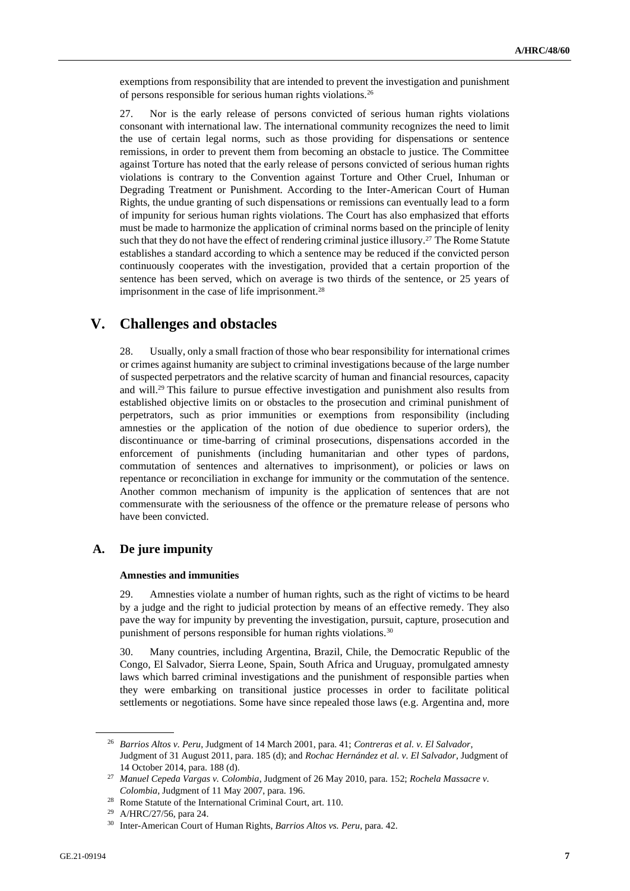exemptions from responsibility that are intended to prevent the investigation and punishment of persons responsible for serious human rights violations.[26]

27. Nor is the early release of persons convicted of serious human rights violations consonant with international law. The international community recognizes the need to limit the use of certain legal norms, such as those providing for dispensations or sentence remissions, in order to prevent them from becoming an obstacle to justice. The Committee against Torture has noted that the early release of persons convicted of serious human rights violations is contrary to the Convention against Torture and Other Cruel, Inhuman or Degrading Treatment or Punishment. According to the Inter-American Court of Human Rights, the undue granting of such dispensations or remissions can eventually lead to a form of impunity for serious human rights violations. The Court has also emphasized that efforts must be made to harmonize the application of criminal norms based on the principle of lenity such that they do not have the effect of rendering criminal justice illusory.[27] The Rome Statute establishes a standard according to which a sentence may be reduced if the convicted person continuously cooperates with the investigation, provided that a certain proportion of the sentence has been served, which on average is two thirds of the sentence, or 25 years of imprisonment in the case of life imprisonment.[28]

# V. Challenges and obstacles

28. Usually, only a small fraction of those who bear responsibility for international crimes or crimes against humanity are subject to criminal investigations because of the large number of suspected perpetrators and the relative scarcity of human and financial resources, capacity and will.[29] This failure to pursue effective investigation and punishment also results from established objective limits on or obstacles to the prosecution and criminal punishment of perpetrators, such as prior immunities or exemptions from responsibility (including amnesties or the application of the notion of due obedience to superior orders), the discontinuance or time-barring of criminal prosecutions, dispensations accorded in the enforcement of punishments (including humanitarian and other types of pardons, commutation of sentences and alternatives to imprisonment), or policies or laws on repentance or reconciliation in exchange for immunity or the commutation of the sentence. Another common mechanism of impunity is the application of sentences that are not commensurate with the seriousness of the offence or the premature release of persons who have been convicted.

## A. De jure impunity

### Amnesties and immunities

29. Amnesties violate a number of human rights, such as the right of victims to be heard by a judge and the right to judicial protection by means of an effective remedy. They also pave the way for impunity by preventing the investigation, pursuit, capture, prosecution and punishment of persons responsible for human rights violations.[30]

30. Many countries, including Argentina, Brazil, Chile, the Democratic Republic of the Congo, El Salvador, Sierra Leone, Spain, South Africa and Uruguay, promulgated amnesty laws which barred criminal investigations and the punishment of responsible parties when they were embarking on transitional justice processes in order to facilitate political settlements or negotiations. Some have since repealed those laws (e.g. Argentina and, more

---

[26] *Barrios Altos v. Peru*, Judgment of 14 March 2001, para. 41; *Contreras et al. v. El Salvador*, Judgment of 31 August 2011, para. 185 (d); and *Rochac Hernández et al. v. El Salvador*, Judgment of 14 October 2014, para. 188 (d).

[27] *Manuel Cepeda Vargas v. Colombia*, Judgment of 26 May 2010, para. 152; *Rochela Massacre v. Colombia*, Judgment of 11 May 2007, para. 196.

[28] Rome Statute of the International Criminal Court, art. 110.

[29] A/HRC/27/56, para 24.

[30] Inter-American Court of Human Rights, *Barrios Altos vs. Peru*, para. 42.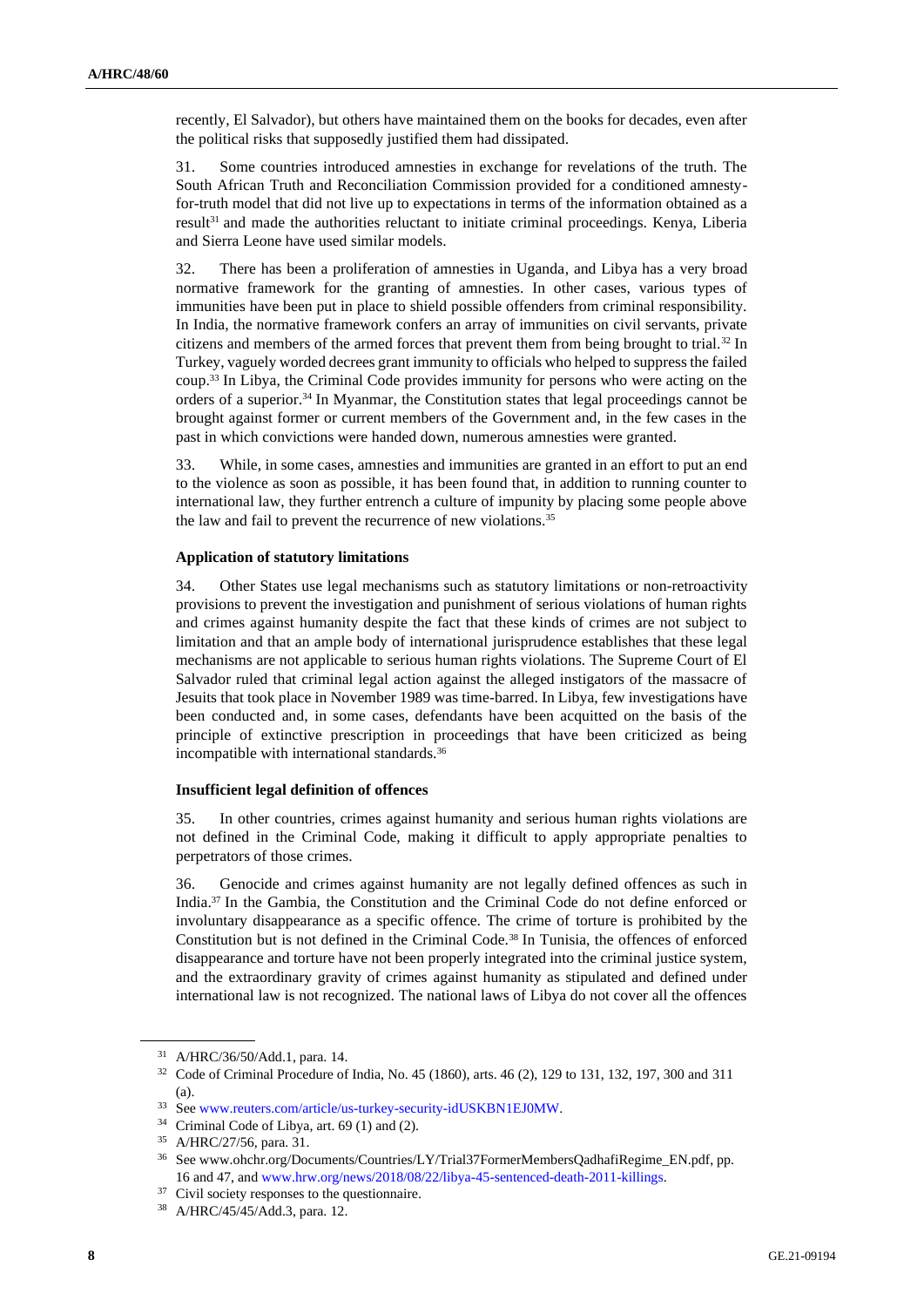recently, El Salvador), but others have maintained them on the books for decades, even after the political risks that supposedly justified them had dissipated.

31. Some countries introduced amnesties in exchange for revelations of the truth. The South African Truth and Reconciliation Commission provided for a conditioned amnesty-for-truth model that did not live up to expectations in terms of the information obtained as a result[31] and made the authorities reluctant to initiate criminal proceedings. Kenya, Liberia and Sierra Leone have used similar models.

32. There has been a proliferation of amnesties in Uganda, and Libya has a very broad normative framework for the granting of amnesties. In other cases, various types of immunities have been put in place to shield possible offenders from criminal responsibility. In India, the normative framework confers an array of immunities on civil servants, private citizens and members of the armed forces that prevent them from being brought to trial.[32] In Turkey, vaguely worded decrees grant immunity to officials who helped to suppress the failed coup.[33] In Libya, the Criminal Code provides immunity for persons who were acting on the orders of a superior.[34] In Myanmar, the Constitution states that legal proceedings cannot be brought against former or current members of the Government and, in the few cases in the past in which convictions were handed down, numerous amnesties were granted.

33. While, in some cases, amnesties and immunities are granted in an effort to put an end to the violence as soon as possible, it has been found that, in addition to running counter to international law, they further entrench a culture of impunity by placing some people above the law and fail to prevent the recurrence of new violations.[35]

**Application of statutory limitations**

34. Other States use legal mechanisms such as statutory limitations or non-retroactivity provisions to prevent the investigation and punishment of serious violations of human rights and crimes against humanity despite the fact that these kinds of crimes are not subject to limitation and that an ample body of international jurisprudence establishes that these legal mechanisms are not applicable to serious human rights violations. The Supreme Court of El Salvador ruled that criminal legal action against the alleged instigators of the massacre of Jesuits that took place in November 1989 was time-barred. In Libya, few investigations have been conducted and, in some cases, defendants have been acquitted on the basis of the principle of extinctive prescription in proceedings that have been criticized as being incompatible with international standards.[36]

**Insufficient legal definition of offences**

35. In other countries, crimes against humanity and serious human rights violations are not defined in the Criminal Code, making it difficult to apply appropriate penalties to perpetrators of those crimes.

36. Genocide and crimes against humanity are not legally defined offences as such in India.[37] In the Gambia, the Constitution and the Criminal Code do not define enforced or involuntary disappearance as a specific offence. The crime of torture is prohibited by the Constitution but is not defined in the Criminal Code.[38] In Tunisia, the offences of enforced disappearance and torture have not been properly integrated into the criminal justice system, and the extraordinary gravity of crimes against humanity as stipulated and defined under international law is not recognized. The national laws of Libya do not cover all the offences

---

[31] A/HRC/36/50/Add.1, para. 14.

[32] Code of Criminal Procedure of India, No. 45 (1860), arts. 46 (2), 129 to 131, 132, 197, 300 and 311 (a).

[33] See www.reuters.com/article/us-turkey-security-idUSKBN1EJ0MW.

[34] Criminal Code of Libya, art. 69 (1) and (2).

[35] A/HRC/27/56, para. 31.

[36] See www.ohchr.org/Documents/Countries/LY/Trial37FormerMembersQadhafiRegime_EN.pdf, pp. 16 and 47, and www.hrw.org/news/2018/08/22/libya-45-sentenced-death-2011-killings.

[37] Civil society responses to the questionnaire.

[38] A/HRC/45/45/Add.3, para. 12.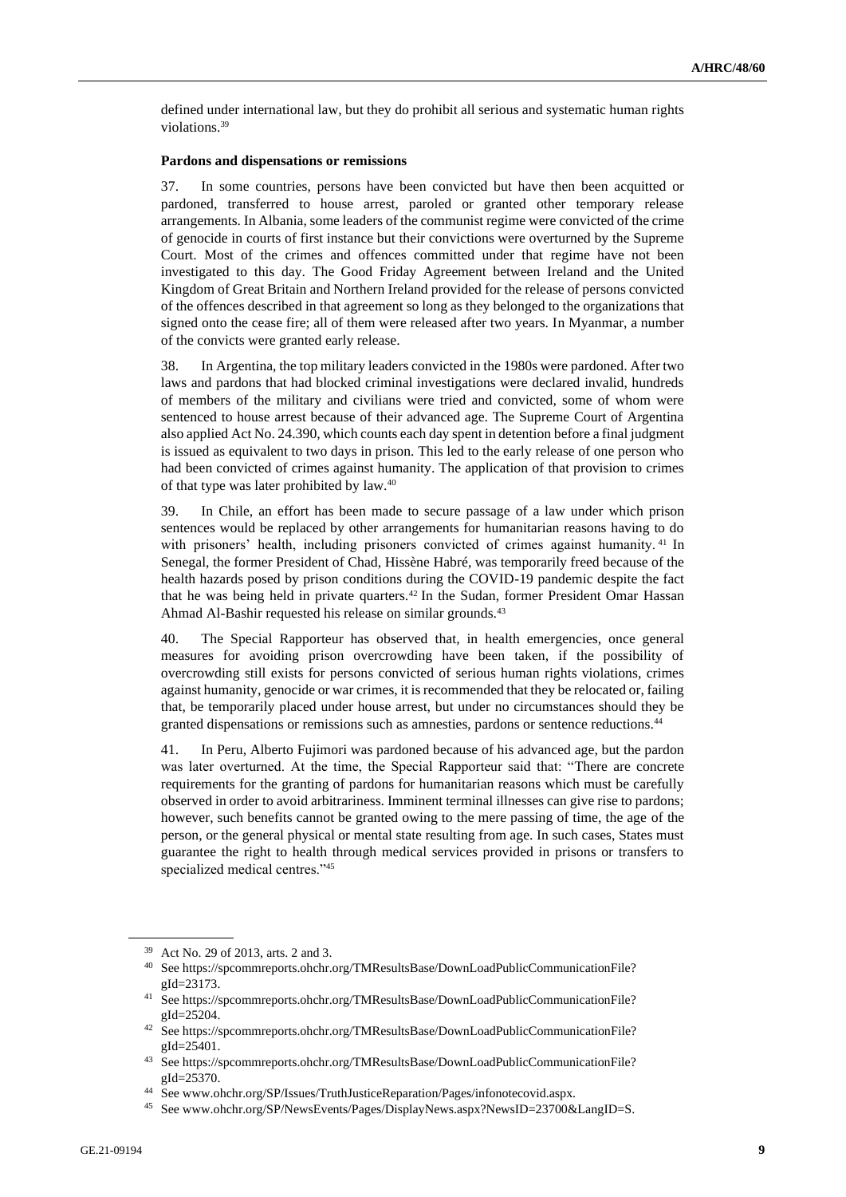defined under international law, but they do prohibit all serious and systematic human rights violations.[39]

**Pardons and dispensations or remissions**

37. In some countries, persons have been convicted but have then been acquitted or pardoned, transferred to house arrest, paroled or granted other temporary release arrangements. In Albania, some leaders of the communist regime were convicted of the crime of genocide in courts of first instance but their convictions were overturned by the Supreme Court. Most of the crimes and offences committed under that regime have not been investigated to this day. The Good Friday Agreement between Ireland and the United Kingdom of Great Britain and Northern Ireland provided for the release of persons convicted of the offences described in that agreement so long as they belonged to the organizations that signed onto the cease fire; all of them were released after two years. In Myanmar, a number of the convicts were granted early release.

38. In Argentina, the top military leaders convicted in the 1980s were pardoned. After two laws and pardons that had blocked criminal investigations were declared invalid, hundreds of members of the military and civilians were tried and convicted, some of whom were sentenced to house arrest because of their advanced age. The Supreme Court of Argentina also applied Act No. 24.390, which counts each day spent in detention before a final judgment is issued as equivalent to two days in prison. This led to the early release of one person who had been convicted of crimes against humanity. The application of that provision to crimes of that type was later prohibited by law.[40]

39. In Chile, an effort has been made to secure passage of a law under which prison sentences would be replaced by other arrangements for humanitarian reasons having to do with prisoners' health, including prisoners convicted of crimes against humanity.[41] In Senegal, the former President of Chad, Hissène Habré, was temporarily freed because of the health hazards posed by prison conditions during the COVID-19 pandemic despite the fact that he was being held in private quarters.[42] In the Sudan, former President Omar Hassan Ahmad Al-Bashir requested his release on similar grounds.[43]

40. The Special Rapporteur has observed that, in health emergencies, once general measures for avoiding prison overcrowding have been taken, if the possibility of overcrowding still exists for persons convicted of serious human rights violations, crimes against humanity, genocide or war crimes, it is recommended that they be relocated or, failing that, be temporarily placed under house arrest, but under no circumstances should they be granted dispensations or remissions such as amnesties, pardons or sentence reductions.[44]

41. In Peru, Alberto Fujimori was pardoned because of his advanced age, but the pardon was later overturned. At the time, the Special Rapporteur said that: "There are concrete requirements for the granting of pardons for humanitarian reasons which must be carefully observed in order to avoid arbitrariness. Imminent terminal illnesses can give rise to pardons; however, such benefits cannot be granted owing to the mere passing of time, the age of the person, or the general physical or mental state resulting from age. In such cases, States must guarantee the right to health through medical services provided in prisons or transfers to specialized medical centres."[45]

---

[39] Act No. 29 of 2013, arts. 2 and 3.

[40] See https://spcommreports.ohchr.org/TMResultsBase/DownLoadPublicCommunicationFile?gId=23173.

[41] See https://spcommreports.ohchr.org/TMResultsBase/DownLoadPublicCommunicationFile?gId=25204.

[42] See https://spcommreports.ohchr.org/TMResultsBase/DownLoadPublicCommunicationFile?gId=25401.

[43] See https://spcommreports.ohchr.org/TMResultsBase/DownLoadPublicCommunicationFile?gId=25370.

[44] See www.ohchr.org/SP/Issues/TruthJusticeReparation/Pages/infonotecovid.aspx.

[45] See www.ohchr.org/SP/NewsEvents/Pages/DisplayNews.aspx?NewsID=23700&LangID=S.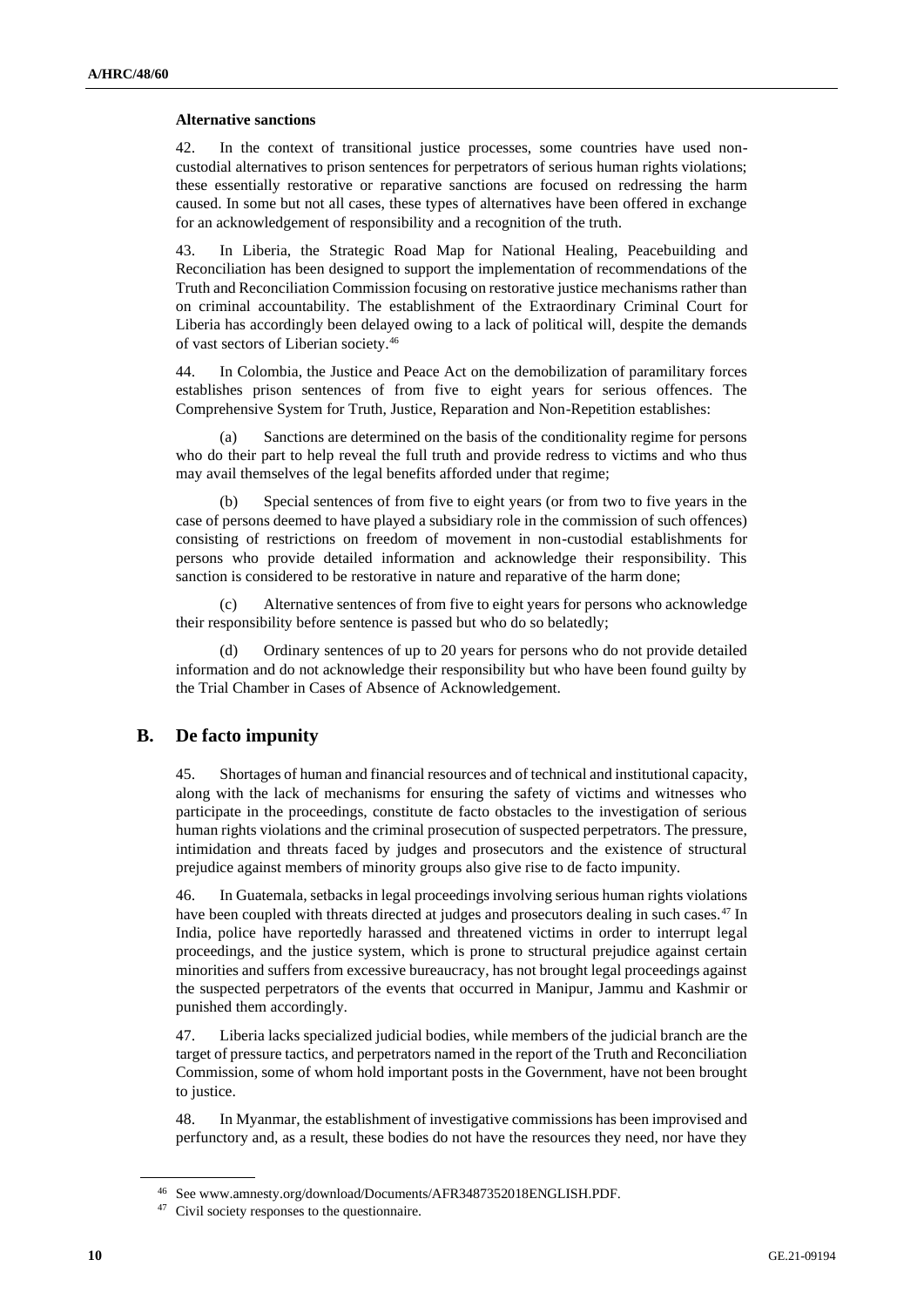#### Alternative sanctions

42. In the context of transitional justice processes, some countries have used non-custodial alternatives to prison sentences for perpetrators of serious human rights violations; these essentially restorative or reparative sanctions are focused on redressing the harm caused. In some but not all cases, these types of alternatives have been offered in exchange for an acknowledgement of responsibility and a recognition of the truth.

43. In Liberia, the Strategic Road Map for National Healing, Peacebuilding and Reconciliation has been designed to support the implementation of recommendations of the Truth and Reconciliation Commission focusing on restorative justice mechanisms rather than on criminal accountability. The establishment of the Extraordinary Criminal Court for Liberia has accordingly been delayed owing to a lack of political will, despite the demands of vast sectors of Liberian society.[46]

44. In Colombia, the Justice and Peace Act on the demobilization of paramilitary forces establishes prison sentences of from five to eight years for serious offences. The Comprehensive System for Truth, Justice, Reparation and Non-Repetition establishes:

(a) Sanctions are determined on the basis of the conditionality regime for persons who do their part to help reveal the full truth and provide redress to victims and who thus may avail themselves of the legal benefits afforded under that regime;

(b) Special sentences of from five to eight years (or from two to five years in the case of persons deemed to have played a subsidiary role in the commission of such offences) consisting of restrictions on freedom of movement in non-custodial establishments for persons who provide detailed information and acknowledge their responsibility. This sanction is considered to be restorative in nature and reparative of the harm done;

(c) Alternative sentences of from five to eight years for persons who acknowledge their responsibility before sentence is passed but who do so belatedly;

(d) Ordinary sentences of up to 20 years for persons who do not provide detailed information and do not acknowledge their responsibility but who have been found guilty by the Trial Chamber in Cases of Absence of Acknowledgement.

## B. De facto impunity

45. Shortages of human and financial resources and of technical and institutional capacity, along with the lack of mechanisms for ensuring the safety of victims and witnesses who participate in the proceedings, constitute de facto obstacles to the investigation of serious human rights violations and the criminal prosecution of suspected perpetrators. The pressure, intimidation and threats faced by judges and prosecutors and the existence of structural prejudice against members of minority groups also give rise to de facto impunity.

46. In Guatemala, setbacks in legal proceedings involving serious human rights violations have been coupled with threats directed at judges and prosecutors dealing in such cases.[47] In India, police have reportedly harassed and threatened victims in order to interrupt legal proceedings, and the justice system, which is prone to structural prejudice against certain minorities and suffers from excessive bureaucracy, has not brought legal proceedings against the suspected perpetrators of the events that occurred in Manipur, Jammu and Kashmir or punished them accordingly.

47. Liberia lacks specialized judicial bodies, while members of the judicial branch are the target of pressure tactics, and perpetrators named in the report of the Truth and Reconciliation Commission, some of whom hold important posts in the Government, have not been brought to justice.

48. In Myanmar, the establishment of investigative commissions has been improvised and perfunctory and, as a result, these bodies do not have the resources they need, nor have they

[46] See www.amnesty.org/download/Documents/AFR3487352018ENGLISH.PDF.

[47] Civil society responses to the questionnaire.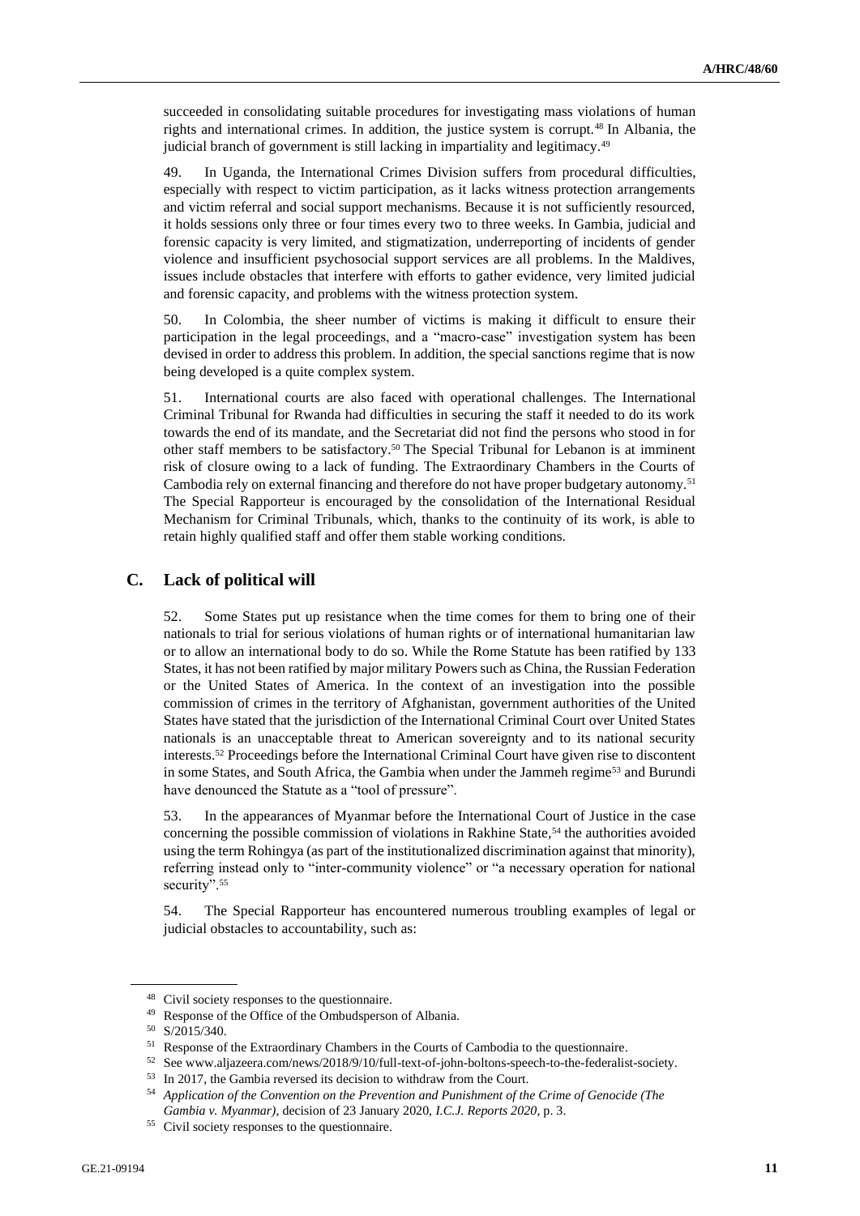succeeded in consolidating suitable procedures for investigating mass violations of human rights and international crimes. In addition, the justice system is corrupt.[48] In Albania, the judicial branch of government is still lacking in impartiality and legitimacy.[49]

49. In Uganda, the International Crimes Division suffers from procedural difficulties, especially with respect to victim participation, as it lacks witness protection arrangements and victim referral and social support mechanisms. Because it is not sufficiently resourced, it holds sessions only three or four times every two to three weeks. In Gambia, judicial and forensic capacity is very limited, and stigmatization, underreporting of incidents of gender violence and insufficient psychosocial support services are all problems. In the Maldives, issues include obstacles that interfere with efforts to gather evidence, very limited judicial and forensic capacity, and problems with the witness protection system.

50. In Colombia, the sheer number of victims is making it difficult to ensure their participation in the legal proceedings, and a "macro-case" investigation system has been devised in order to address this problem. In addition, the special sanctions regime that is now being developed is a quite complex system.

51. International courts are also faced with operational challenges. The International Criminal Tribunal for Rwanda had difficulties in securing the staff it needed to do its work towards the end of its mandate, and the Secretariat did not find the persons who stood in for other staff members to be satisfactory.[50] The Special Tribunal for Lebanon is at imminent risk of closure owing to a lack of funding. The Extraordinary Chambers in the Courts of Cambodia rely on external financing and therefore do not have proper budgetary autonomy.[51] The Special Rapporteur is encouraged by the consolidation of the International Residual Mechanism for Criminal Tribunals, which, thanks to the continuity of its work, is able to retain highly qualified staff and offer them stable working conditions.

## C. Lack of political will

52. Some States put up resistance when the time comes for them to bring one of their nationals to trial for serious violations of human rights or of international humanitarian law or to allow an international body to do so. While the Rome Statute has been ratified by 133 States, it has not been ratified by major military Powers such as China, the Russian Federation or the United States of America. In the context of an investigation into the possible commission of crimes in the territory of Afghanistan, government authorities of the United States have stated that the jurisdiction of the International Criminal Court over United States nationals is an unacceptable threat to American sovereignty and to its national security interests.[52] Proceedings before the International Criminal Court have given rise to discontent in some States, and South Africa, the Gambia when under the Jammeh regime[53] and Burundi have denounced the Statute as a "tool of pressure".

53. In the appearances of Myanmar before the International Court of Justice in the case concerning the possible commission of violations in Rakhine State,[54] the authorities avoided using the term Rohingya (as part of the institutionalized discrimination against that minority), referring instead only to "inter-community violence" or "a necessary operation for national security".[55]

54. The Special Rapporteur has encountered numerous troubling examples of legal or judicial obstacles to accountability, such as:

---

[48] Civil society responses to the questionnaire.

[49] Response of the Office of the Ombudsperson of Albania.

[50] S/2015/340.

[51] Response of the Extraordinary Chambers in the Courts of Cambodia to the questionnaire.

[52] See www.aljazeera.com/news/2018/9/10/full-text-of-john-boltons-speech-to-the-federalist-society.

[53] In 2017, the Gambia reversed its decision to withdraw from the Court.

[54] *Application of the Convention on the Prevention and Punishment of the Crime of Genocide (The Gambia v. Myanmar)*, decision of 23 January 2020, *I.C.J. Reports 2020*, p. 3.

[55] Civil society responses to the questionnaire.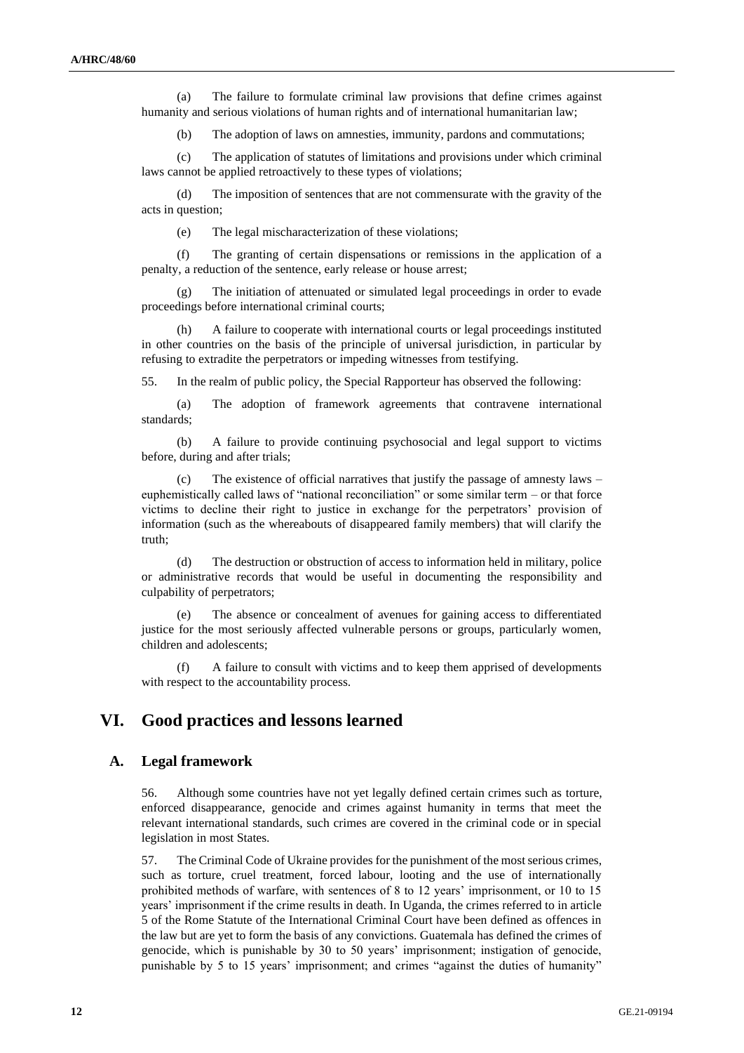(a) The failure to formulate criminal law provisions that define crimes against humanity and serious violations of human rights and of international humanitarian law;

(b) The adoption of laws on amnesties, immunity, pardons and commutations;

(c) The application of statutes of limitations and provisions under which criminal laws cannot be applied retroactively to these types of violations;

(d) The imposition of sentences that are not commensurate with the gravity of the acts in question;

(e) The legal mischaracterization of these violations;

(f) The granting of certain dispensations or remissions in the application of a penalty, a reduction of the sentence, early release or house arrest;

(g) The initiation of attenuated or simulated legal proceedings in order to evade proceedings before international criminal courts;

(h) A failure to cooperate with international courts or legal proceedings instituted in other countries on the basis of the principle of universal jurisdiction, in particular by refusing to extradite the perpetrators or impeding witnesses from testifying.

55. In the realm of public policy, the Special Rapporteur has observed the following:

(a) The adoption of framework agreements that contravene international standards;

(b) A failure to provide continuing psychosocial and legal support to victims before, during and after trials;

(c) The existence of official narratives that justify the passage of amnesty laws – euphemistically called laws of "national reconciliation" or some similar term – or that force victims to decline their right to justice in exchange for the perpetrators' provision of information (such as the whereabouts of disappeared family members) that will clarify the truth;

(d) The destruction or obstruction of access to information held in military, police or administrative records that would be useful in documenting the responsibility and culpability of perpetrators;

(e) The absence or concealment of avenues for gaining access to differentiated justice for the most seriously affected vulnerable persons or groups, particularly women, children and adolescents;

(f) A failure to consult with victims and to keep them apprised of developments with respect to the accountability process.

# VI. Good practices and lessons learned

## A. Legal framework

56. Although some countries have not yet legally defined certain crimes such as torture, enforced disappearance, genocide and crimes against humanity in terms that meet the relevant international standards, such crimes are covered in the criminal code or in special legislation in most States.

57. The Criminal Code of Ukraine provides for the punishment of the most serious crimes, such as torture, cruel treatment, forced labour, looting and the use of internationally prohibited methods of warfare, with sentences of 8 to 12 years' imprisonment, or 10 to 15 years' imprisonment if the crime results in death. In Uganda, the crimes referred to in article 5 of the Rome Statute of the International Criminal Court have been defined as offences in the law but are yet to form the basis of any convictions. Guatemala has defined the crimes of genocide, which is punishable by 30 to 50 years' imprisonment; instigation of genocide, punishable by 5 to 15 years' imprisonment; and crimes "against the duties of humanity"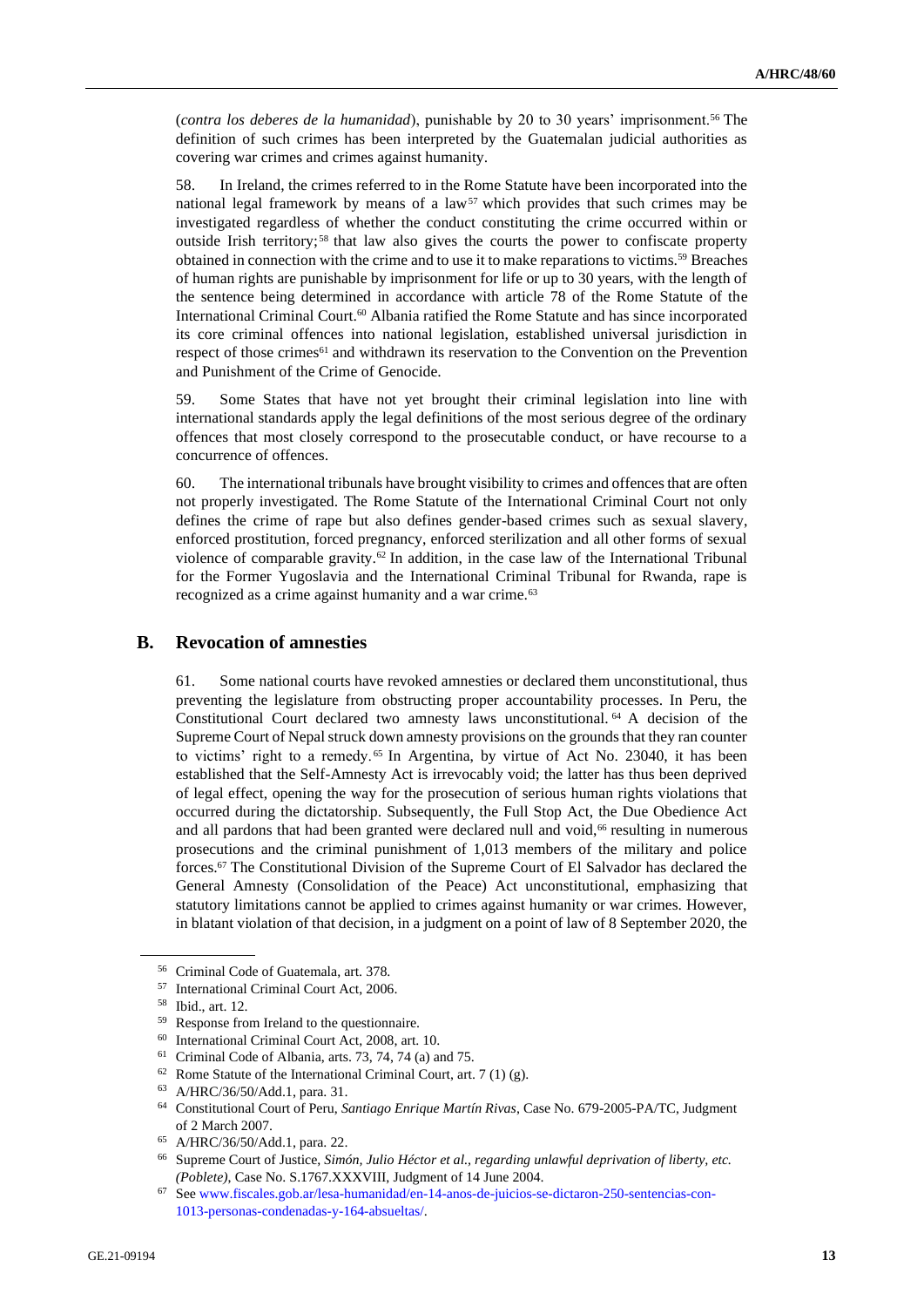(*contra los deberes de la humanidad*), punishable by 20 to 30 years' imprisonment.[56] The definition of such crimes has been interpreted by the Guatemalan judicial authorities as covering war crimes and crimes against humanity.

58. In Ireland, the crimes referred to in the Rome Statute have been incorporated into the national legal framework by means of a law[57] which provides that such crimes may be investigated regardless of whether the conduct constituting the crime occurred within or outside Irish territory;[58] that law also gives the courts the power to confiscate property obtained in connection with the crime and to use it to make reparations to victims.[59] Breaches of human rights are punishable by imprisonment for life or up to 30 years, with the length of the sentence being determined in accordance with article 78 of the Rome Statute of the International Criminal Court.[60] Albania ratified the Rome Statute and has since incorporated its core criminal offences into national legislation, established universal jurisdiction in respect of those crimes[61] and withdrawn its reservation to the Convention on the Prevention and Punishment of the Crime of Genocide.

59. Some States that have not yet brought their criminal legislation into line with international standards apply the legal definitions of the most serious degree of the ordinary offences that most closely correspond to the prosecutable conduct, or have recourse to a concurrence of offences.

60. The international tribunals have brought visibility to crimes and offences that are often not properly investigated. The Rome Statute of the International Criminal Court not only defines the crime of rape but also defines gender-based crimes such as sexual slavery, enforced prostitution, forced pregnancy, enforced sterilization and all other forms of sexual violence of comparable gravity.[62] In addition, in the case law of the International Tribunal for the Former Yugoslavia and the International Criminal Tribunal for Rwanda, rape is recognized as a crime against humanity and a war crime.[63]

## B. Revocation of amnesties

61. Some national courts have revoked amnesties or declared them unconstitutional, thus preventing the legislature from obstructing proper accountability processes. In Peru, the Constitutional Court declared two amnesty laws unconstitutional.[64] A decision of the Supreme Court of Nepal struck down amnesty provisions on the grounds that they ran counter to victims' right to a remedy.[65] In Argentina, by virtue of Act No. 23040, it has been established that the Self-Amnesty Act is irrevocably void; the latter has thus been deprived of legal effect, opening the way for the prosecution of serious human rights violations that occurred during the dictatorship. Subsequently, the Full Stop Act, the Due Obedience Act and all pardons that had been granted were declared null and void,[66] resulting in numerous prosecutions and the criminal punishment of 1,013 members of the military and police forces.[67] The Constitutional Division of the Supreme Court of El Salvador has declared the General Amnesty (Consolidation of the Peace) Act unconstitutional, emphasizing that statutory limitations cannot be applied to crimes against humanity or war crimes. However, in blatant violation of that decision, in a judgment on a point of law of 8 September 2020, the

---

[56] Criminal Code of Guatemala, art. 378.

[57] International Criminal Court Act, 2006.

[58] Ibid., art. 12.

[59] Response from Ireland to the questionnaire.

[60] International Criminal Court Act, 2008, art. 10.

[61] Criminal Code of Albania, arts. 73, 74, 74 (a) and 75.

[62] Rome Statute of the International Criminal Court, art. 7 (1) (g).

[63] A/HRC/36/50/Add.1, para. 31.

[64] Constitutional Court of Peru, *Santiago Enrique Martín Rivas*, Case No. 679-2005-PA/TC, Judgment of 2 March 2007.

[65] A/HRC/36/50/Add.1, para. 22.

[66] Supreme Court of Justice, *Simón, Julio Héctor et al., regarding unlawful deprivation of liberty, etc. (Poblete)*, Case No. S.1767.XXXVIII, Judgment of 14 June 2004.

[67] See www.fiscales.gob.ar/lesa-humanidad/en-14-anos-de-juicios-se-dictaron-250-sentencias-con-1013-personas-condenadas-y-164-absueltas/.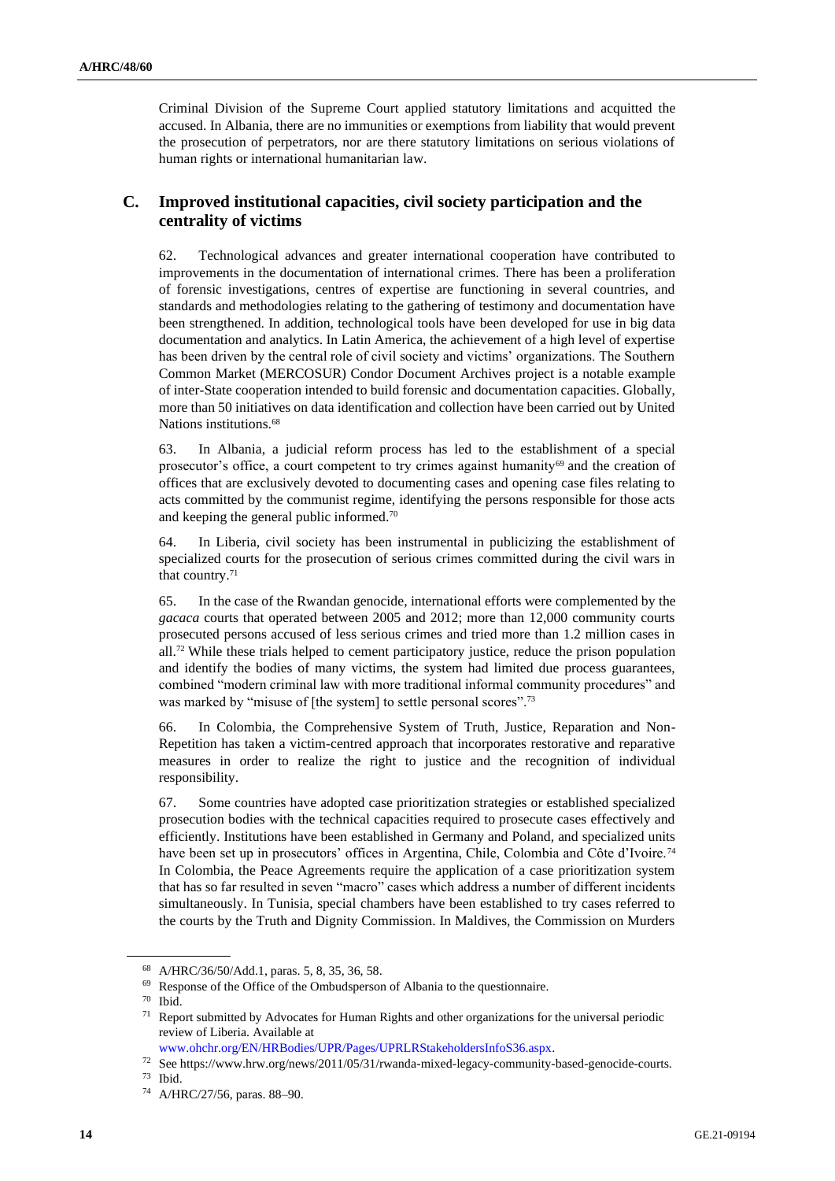Criminal Division of the Supreme Court applied statutory limitations and acquitted the accused. In Albania, there are no immunities or exemptions from liability that would prevent the prosecution of perpetrators, nor are there statutory limitations on serious violations of human rights or international humanitarian law.

## C. Improved institutional capacities, civil society participation and the centrality of victims

62. Technological advances and greater international cooperation have contributed to improvements in the documentation of international crimes. There has been a proliferation of forensic investigations, centres of expertise are functioning in several countries, and standards and methodologies relating to the gathering of testimony and documentation have been strengthened. In addition, technological tools have been developed for use in big data documentation and analytics. In Latin America, the achievement of a high level of expertise has been driven by the central role of civil society and victims' organizations. The Southern Common Market (MERCOSUR) Condor Document Archives project is a notable example of inter-State cooperation intended to build forensic and documentation capacities. Globally, more than 50 initiatives on data identification and collection have been carried out by United Nations institutions.[68]

63. In Albania, a judicial reform process has led to the establishment of a special prosecutor's office, a court competent to try crimes against humanity[69] and the creation of offices that are exclusively devoted to documenting cases and opening case files relating to acts committed by the communist regime, identifying the persons responsible for those acts and keeping the general public informed.[70]

64. In Liberia, civil society has been instrumental in publicizing the establishment of specialized courts for the prosecution of serious crimes committed during the civil wars in that country.[71]

65. In the case of the Rwandan genocide, international efforts were complemented by the *gacaca* courts that operated between 2005 and 2012; more than 12,000 community courts prosecuted persons accused of less serious crimes and tried more than 1.2 million cases in all.[72] While these trials helped to cement participatory justice, reduce the prison population and identify the bodies of many victims, the system had limited due process guarantees, combined "modern criminal law with more traditional informal community procedures" and was marked by "misuse of [the system] to settle personal scores".[73]

66. In Colombia, the Comprehensive System of Truth, Justice, Reparation and Non-Repetition has taken a victim-centred approach that incorporates restorative and reparative measures in order to realize the right to justice and the recognition of individual responsibility.

67. Some countries have adopted case prioritization strategies or established specialized prosecution bodies with the technical capacities required to prosecute cases effectively and efficiently. Institutions have been established in Germany and Poland, and specialized units have been set up in prosecutors' offices in Argentina, Chile, Colombia and Côte d'Ivoire.[74] In Colombia, the Peace Agreements require the application of a case prioritization system that has so far resulted in seven "macro" cases which address a number of different incidents simultaneously. In Tunisia, special chambers have been established to try cases referred to the courts by the Truth and Dignity Commission. In Maldives, the Commission on Murders

---

[68] A/HRC/36/50/Add.1, paras. 5, 8, 35, 36, 58.

[69] Response of the Office of the Ombudsperson of Albania to the questionnaire.

[70] Ibid.

[71] Report submitted by Advocates for Human Rights and other organizations for the universal periodic review of Liberia. Available at www.ohchr.org/EN/HRBodies/UPR/Pages/UPRLRStakeholdersInfoS36.aspx.

[72] See https://www.hrw.org/news/2011/05/31/rwanda-mixed-legacy-community-based-genocide-courts.

[73] Ibid.

[74] A/HRC/27/56, paras. 88–90.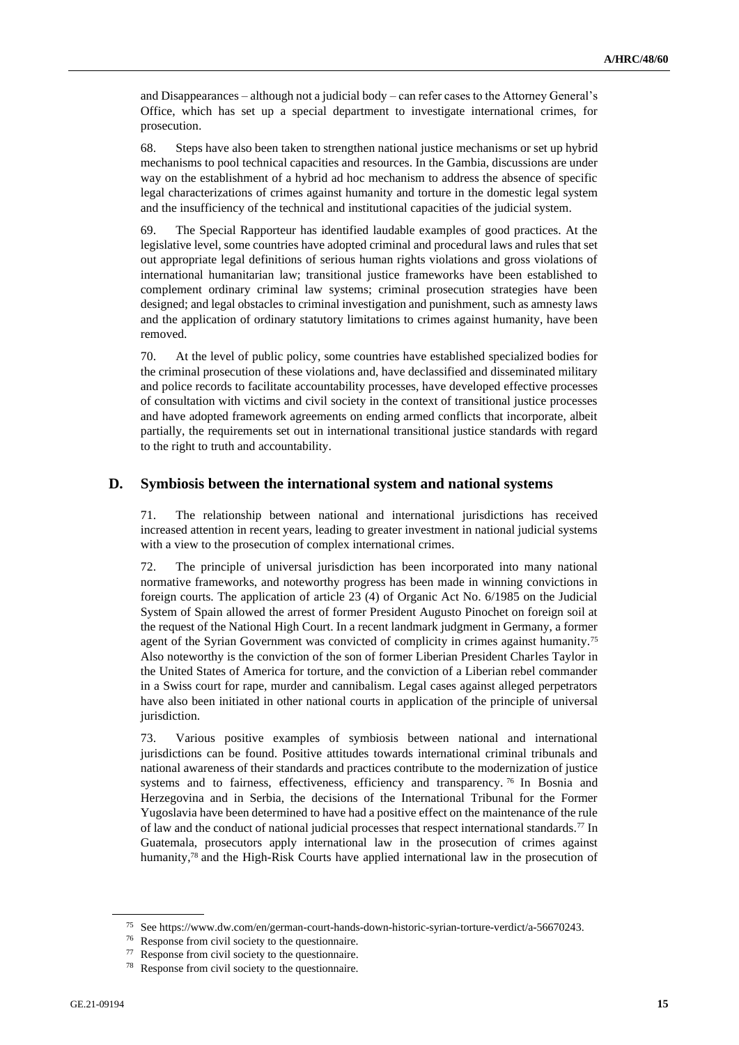and Disappearances – although not a judicial body – can refer cases to the Attorney General's Office, which has set up a special department to investigate international crimes, for prosecution.

68. Steps have also been taken to strengthen national justice mechanisms or set up hybrid mechanisms to pool technical capacities and resources. In the Gambia, discussions are under way on the establishment of a hybrid ad hoc mechanism to address the absence of specific legal characterizations of crimes against humanity and torture in the domestic legal system and the insufficiency of the technical and institutional capacities of the judicial system.

69. The Special Rapporteur has identified laudable examples of good practices. At the legislative level, some countries have adopted criminal and procedural laws and rules that set out appropriate legal definitions of serious human rights violations and gross violations of international humanitarian law; transitional justice frameworks have been established to complement ordinary criminal law systems; criminal prosecution strategies have been designed; and legal obstacles to criminal investigation and punishment, such as amnesty laws and the application of ordinary statutory limitations to crimes against humanity, have been removed.

70. At the level of public policy, some countries have established specialized bodies for the criminal prosecution of these violations and, have declassified and disseminated military and police records to facilitate accountability processes, have developed effective processes of consultation with victims and civil society in the context of transitional justice processes and have adopted framework agreements on ending armed conflicts that incorporate, albeit partially, the requirements set out in international transitional justice standards with regard to the right to truth and accountability.

## D. Symbiosis between the international system and national systems

71. The relationship between national and international jurisdictions has received increased attention in recent years, leading to greater investment in national judicial systems with a view to the prosecution of complex international crimes.

72. The principle of universal jurisdiction has been incorporated into many national normative frameworks, and noteworthy progress has been made in winning convictions in foreign courts. The application of article 23 (4) of Organic Act No. 6/1985 on the Judicial System of Spain allowed the arrest of former President Augusto Pinochet on foreign soil at the request of the National High Court. In a recent landmark judgment in Germany, a former agent of the Syrian Government was convicted of complicity in crimes against humanity.[75] Also noteworthy is the conviction of the son of former Liberian President Charles Taylor in the United States of America for torture, and the conviction of a Liberian rebel commander in a Swiss court for rape, murder and cannibalism. Legal cases against alleged perpetrators have also been initiated in other national courts in application of the principle of universal jurisdiction.

73. Various positive examples of symbiosis between national and international jurisdictions can be found. Positive attitudes towards international criminal tribunals and national awareness of their standards and practices contribute to the modernization of justice systems and to fairness, effectiveness, efficiency and transparency.[76] In Bosnia and Herzegovina and in Serbia, the decisions of the International Tribunal for the Former Yugoslavia have been determined to have had a positive effect on the maintenance of the rule of law and the conduct of national judicial processes that respect international standards.[77] In Guatemala, prosecutors apply international law in the prosecution of crimes against humanity,[78] and the High-Risk Courts have applied international law in the prosecution of

---

[75] See https://www.dw.com/en/german-court-hands-down-historic-syrian-torture-verdict/a-56670243.

[76] Response from civil society to the questionnaire.

[77] Response from civil society to the questionnaire.

[78] Response from civil society to the questionnaire.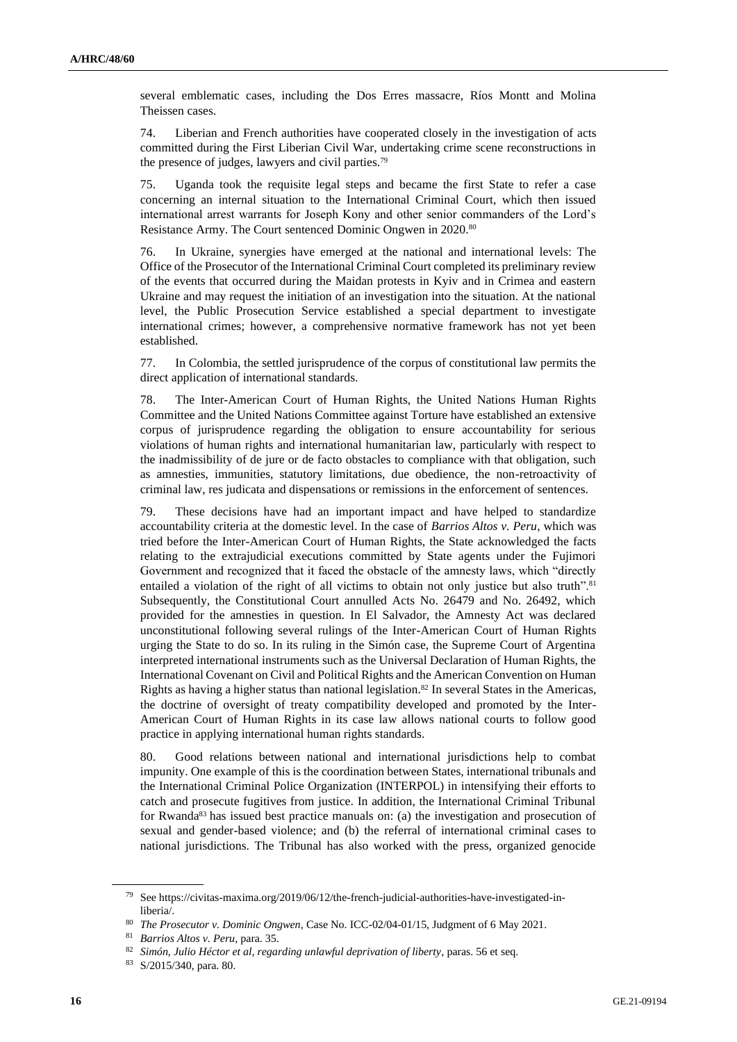several emblematic cases, including the Dos Erres massacre, Ríos Montt and Molina Theissen cases.

74. Liberian and French authorities have cooperated closely in the investigation of acts committed during the First Liberian Civil War, undertaking crime scene reconstructions in the presence of judges, lawyers and civil parties.[79]

75. Uganda took the requisite legal steps and became the first State to refer a case concerning an internal situation to the International Criminal Court, which then issued international arrest warrants for Joseph Kony and other senior commanders of the Lord's Resistance Army. The Court sentenced Dominic Ongwen in 2020.[80]

76. In Ukraine, synergies have emerged at the national and international levels: The Office of the Prosecutor of the International Criminal Court completed its preliminary review of the events that occurred during the Maidan protests in Kyiv and in Crimea and eastern Ukraine and may request the initiation of an investigation into the situation. At the national level, the Public Prosecution Service established a special department to investigate international crimes; however, a comprehensive normative framework has not yet been established.

77. In Colombia, the settled jurisprudence of the corpus of constitutional law permits the direct application of international standards.

78. The Inter-American Court of Human Rights, the United Nations Human Rights Committee and the United Nations Committee against Torture have established an extensive corpus of jurisprudence regarding the obligation to ensure accountability for serious violations of human rights and international humanitarian law, particularly with respect to the inadmissibility of de jure or de facto obstacles to compliance with that obligation, such as amnesties, immunities, statutory limitations, due obedience, the non-retroactivity of criminal law, res judicata and dispensations or remissions in the enforcement of sentences.

79. These decisions have had an important impact and have helped to standardize accountability criteria at the domestic level. In the case of *Barrios Altos v. Peru*, which was tried before the Inter-American Court of Human Rights, the State acknowledged the facts relating to the extrajudicial executions committed by State agents under the Fujimori Government and recognized that it faced the obstacle of the amnesty laws, which "directly entailed a violation of the right of all victims to obtain not only justice but also truth".[81] Subsequently, the Constitutional Court annulled Acts No. 26479 and No. 26492, which provided for the amnesties in question. In El Salvador, the Amnesty Act was declared unconstitutional following several rulings of the Inter-American Court of Human Rights urging the State to do so. In its ruling in the Simón case, the Supreme Court of Argentina interpreted international instruments such as the Universal Declaration of Human Rights, the International Covenant on Civil and Political Rights and the American Convention on Human Rights as having a higher status than national legislation.[82] In several States in the Americas, the doctrine of oversight of treaty compatibility developed and promoted by the Inter-American Court of Human Rights in its case law allows national courts to follow good practice in applying international human rights standards.

80. Good relations between national and international jurisdictions help to combat impunity. One example of this is the coordination between States, international tribunals and the International Criminal Police Organization (INTERPOL) in intensifying their efforts to catch and prosecute fugitives from justice. In addition, the International Criminal Tribunal for Rwanda[83] has issued best practice manuals on: (a) the investigation and prosecution of sexual and gender-based violence; and (b) the referral of international criminal cases to national jurisdictions. The Tribunal has also worked with the press, organized genocide

---

[79] See https://civitas-maxima.org/2019/06/12/the-french-judicial-authorities-have-investigated-in-liberia/.

[80] *The Prosecutor v. Dominic Ongwen*, Case No. ICC-02/04-01/15, Judgment of 6 May 2021.

[81] *Barrios Altos v. Peru*, para. 35.

[82] *Simón, Julio Héctor et al, regarding unlawful deprivation of liberty*, paras. 56 et seq.

[83] S/2015/340, para. 80.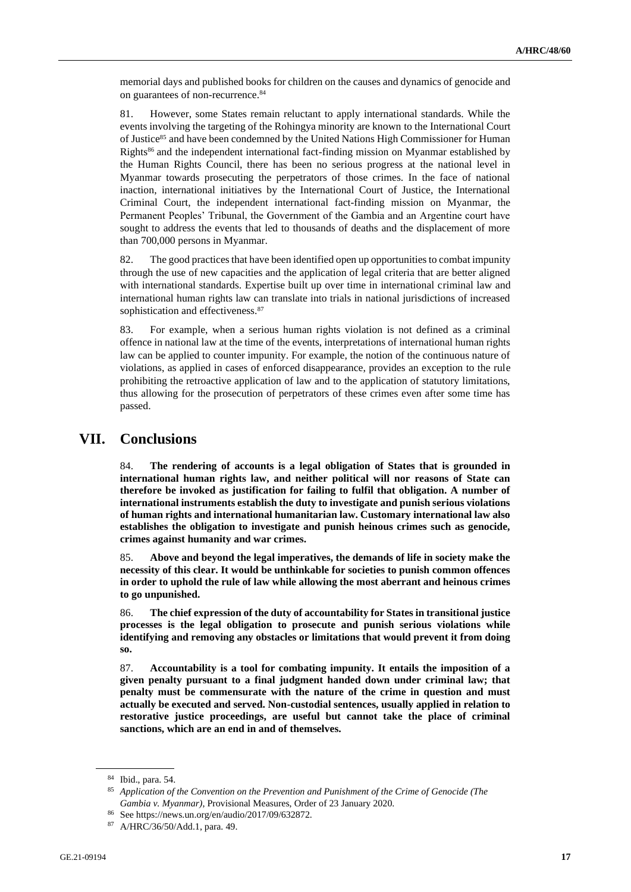memorial days and published books for children on the causes and dynamics of genocide and on guarantees of non-recurrence.[84]

81. However, some States remain reluctant to apply international standards. While the events involving the targeting of the Rohingya minority are known to the International Court of Justice[85] and have been condemned by the United Nations High Commissioner for Human Rights[86] and the independent international fact-finding mission on Myanmar established by the Human Rights Council, there has been no serious progress at the national level in Myanmar towards prosecuting the perpetrators of those crimes. In the face of national inaction, international initiatives by the International Court of Justice, the International Criminal Court, the independent international fact-finding mission on Myanmar, the Permanent Peoples' Tribunal, the Government of the Gambia and an Argentine court have sought to address the events that led to thousands of deaths and the displacement of more than 700,000 persons in Myanmar.

82. The good practices that have been identified open up opportunities to combat impunity through the use of new capacities and the application of legal criteria that are better aligned with international standards. Expertise built up over time in international criminal law and international human rights law can translate into trials in national jurisdictions of increased sophistication and effectiveness.[87]

83. For example, when a serious human rights violation is not defined as a criminal offence in national law at the time of the events, interpretations of international human rights law can be applied to counter impunity. For example, the notion of the continuous nature of violations, as applied in cases of enforced disappearance, provides an exception to the rule prohibiting the retroactive application of law and to the application of statutory limitations, thus allowing for the prosecution of perpetrators of these crimes even after some time has passed.

# VII. Conclusions

84. **The rendering of accounts is a legal obligation of States that is grounded in international human rights law, and neither political will nor reasons of State can therefore be invoked as justification for failing to fulfil that obligation. A number of international instruments establish the duty to investigate and punish serious violations of human rights and international humanitarian law. Customary international law also establishes the obligation to investigate and punish heinous crimes such as genocide, crimes against humanity and war crimes.**

85. **Above and beyond the legal imperatives, the demands of life in society make the necessity of this clear. It would be unthinkable for societies to punish common offences in order to uphold the rule of law while allowing the most aberrant and heinous crimes to go unpunished.**

86. **The chief expression of the duty of accountability for States in transitional justice processes is the legal obligation to prosecute and punish serious violations while identifying and removing any obstacles or limitations that would prevent it from doing so.**

87. **Accountability is a tool for combating impunity. It entails the imposition of a given penalty pursuant to a final judgment handed down under criminal law; that penalty must be commensurate with the nature of the crime in question and must actually be executed and served. Non-custodial sentences, usually applied in relation to restorative justice proceedings, are useful but cannot take the place of criminal sanctions, which are an end in and of themselves.**

---

[84] Ibid., para. 54.

[85] *Application of the Convention on the Prevention and Punishment of the Crime of Genocide (The Gambia v. Myanmar),* Provisional Measures, Order of 23 January 2020.

[86] See https://news.un.org/en/audio/2017/09/632872.

[87] A/HRC/36/50/Add.1, para. 49.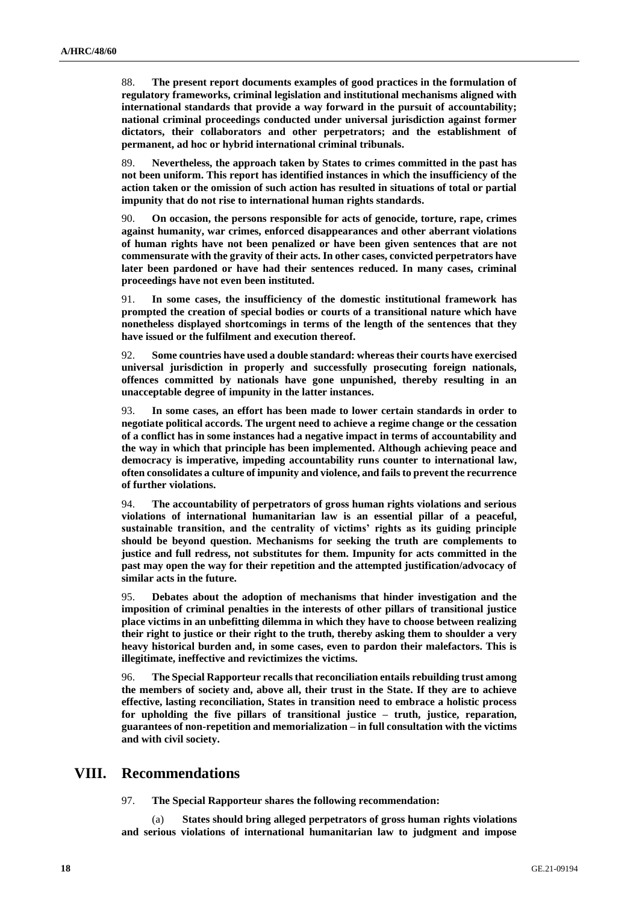88. **The present report documents examples of good practices in the formulation of regulatory frameworks, criminal legislation and institutional mechanisms aligned with international standards that provide a way forward in the pursuit of accountability; national criminal proceedings conducted under universal jurisdiction against former dictators, their collaborators and other perpetrators; and the establishment of permanent, ad hoc or hybrid international criminal tribunals.**

89. **Nevertheless, the approach taken by States to crimes committed in the past has not been uniform. This report has identified instances in which the insufficiency of the action taken or the omission of such action has resulted in situations of total or partial impunity that do not rise to international human rights standards.**

90. **On occasion, the persons responsible for acts of genocide, torture, rape, crimes against humanity, war crimes, enforced disappearances and other aberrant violations of human rights have not been penalized or have been given sentences that are not commensurate with the gravity of their acts. In other cases, convicted perpetrators have later been pardoned or have had their sentences reduced. In many cases, criminal proceedings have not even been instituted.**

91. **In some cases, the insufficiency of the domestic institutional framework has prompted the creation of special bodies or courts of a transitional nature which have nonetheless displayed shortcomings in terms of the length of the sentences that they have issued or the fulfilment and execution thereof.**

92. **Some countries have used a double standard: whereas their courts have exercised universal jurisdiction in properly and successfully prosecuting foreign nationals, offences committed by nationals have gone unpunished, thereby resulting in an unacceptable degree of impunity in the latter instances.**

93. **In some cases, an effort has been made to lower certain standards in order to negotiate political accords. The urgent need to achieve a regime change or the cessation of a conflict has in some instances had a negative impact in terms of accountability and the way in which that principle has been implemented. Although achieving peace and democracy is imperative, impeding accountability runs counter to international law, often consolidates a culture of impunity and violence, and fails to prevent the recurrence of further violations.**

94. **The accountability of perpetrators of gross human rights violations and serious violations of international humanitarian law is an essential pillar of a peaceful, sustainable transition, and the centrality of victims' rights as its guiding principle should be beyond question. Mechanisms for seeking the truth are complements to justice and full redress, not substitutes for them. Impunity for acts committed in the past may open the way for their repetition and the attempted justification/advocacy of similar acts in the future.**

95. **Debates about the adoption of mechanisms that hinder investigation and the imposition of criminal penalties in the interests of other pillars of transitional justice place victims in an unbefitting dilemma in which they have to choose between realizing their right to justice or their right to the truth, thereby asking them to shoulder a very heavy historical burden and, in some cases, even to pardon their malefactors. This is illegitimate, ineffective and revictimizes the victims.**

96. **The Special Rapporteur recalls that reconciliation entails rebuilding trust among the members of society and, above all, their trust in the State. If they are to achieve effective, lasting reconciliation, States in transition need to embrace a holistic process for upholding the five pillars of transitional justice – truth, justice, reparation, guarantees of non-repetition and memorialization – in full consultation with the victims and with civil society.**

# VIII. Recommendations

97. **The Special Rapporteur shares the following recommendation:**

(a) **States should bring alleged perpetrators of gross human rights violations and serious violations of international humanitarian law to judgment and impose**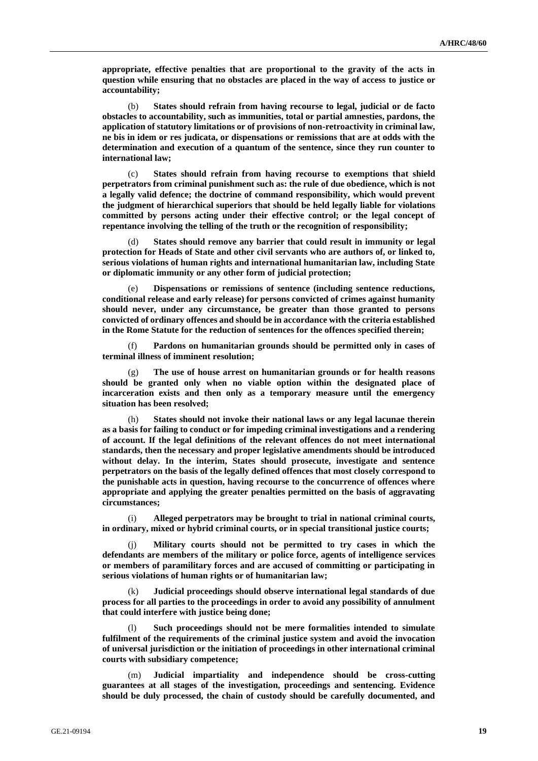**appropriate, effective penalties that are proportional to the gravity of the acts in question while ensuring that no obstacles are placed in the way of access to justice or accountability;**

(b) **States should refrain from having recourse to legal, judicial or de facto obstacles to accountability, such as immunities, total or partial amnesties, pardons, the application of statutory limitations or of provisions of non-retroactivity in criminal law, ne bis in idem or res judicata, or dispensations or remissions that are at odds with the determination and execution of a quantum of the sentence, since they run counter to international law;**

(c) **States should refrain from having recourse to exemptions that shield perpetrators from criminal punishment such as: the rule of due obedience, which is not a legally valid defence; the doctrine of command responsibility, which would prevent the judgment of hierarchical superiors that should be held legally liable for violations committed by persons acting under their effective control; or the legal concept of repentance involving the telling of the truth or the recognition of responsibility;**

(d) **States should remove any barrier that could result in immunity or legal protection for Heads of State and other civil servants who are authors of, or linked to, serious violations of human rights and international humanitarian law, including State or diplomatic immunity or any other form of judicial protection;**

(e) **Dispensations or remissions of sentence (including sentence reductions, conditional release and early release) for persons convicted of crimes against humanity should never, under any circumstance, be greater than those granted to persons convicted of ordinary offences and should be in accordance with the criteria established in the Rome Statute for the reduction of sentences for the offences specified therein;**

(f) **Pardons on humanitarian grounds should be permitted only in cases of terminal illness of imminent resolution;**

(g) **The use of house arrest on humanitarian grounds or for health reasons should be granted only when no viable option within the designated place of incarceration exists and then only as a temporary measure until the emergency situation has been resolved;**

(h) **States should not invoke their national laws or any legal lacunae therein as a basis for failing to conduct or for impeding criminal investigations and a rendering of account. If the legal definitions of the relevant offences do not meet international standards, then the necessary and proper legislative amendments should be introduced without delay. In the interim, States should prosecute, investigate and sentence perpetrators on the basis of the legally defined offences that most closely correspond to the punishable acts in question, having recourse to the concurrence of offences where appropriate and applying the greater penalties permitted on the basis of aggravating circumstances;**

(i) **Alleged perpetrators may be brought to trial in national criminal courts, in ordinary, mixed or hybrid criminal courts, or in special transitional justice courts;**

(j) **Military courts should not be permitted to try cases in which the defendants are members of the military or police force, agents of intelligence services or members of paramilitary forces and are accused of committing or participating in serious violations of human rights or of humanitarian law;**

(k) **Judicial proceedings should observe international legal standards of due process for all parties to the proceedings in order to avoid any possibility of annulment that could interfere with justice being done;**

(l) **Such proceedings should not be mere formalities intended to simulate fulfilment of the requirements of the criminal justice system and avoid the invocation of universal jurisdiction or the initiation of proceedings in other international criminal courts with subsidiary competence;**

(m) **Judicial impartiality and independence should be cross-cutting guarantees at all stages of the investigation, proceedings and sentencing. Evidence should be duly processed, the chain of custody should be carefully documented, and**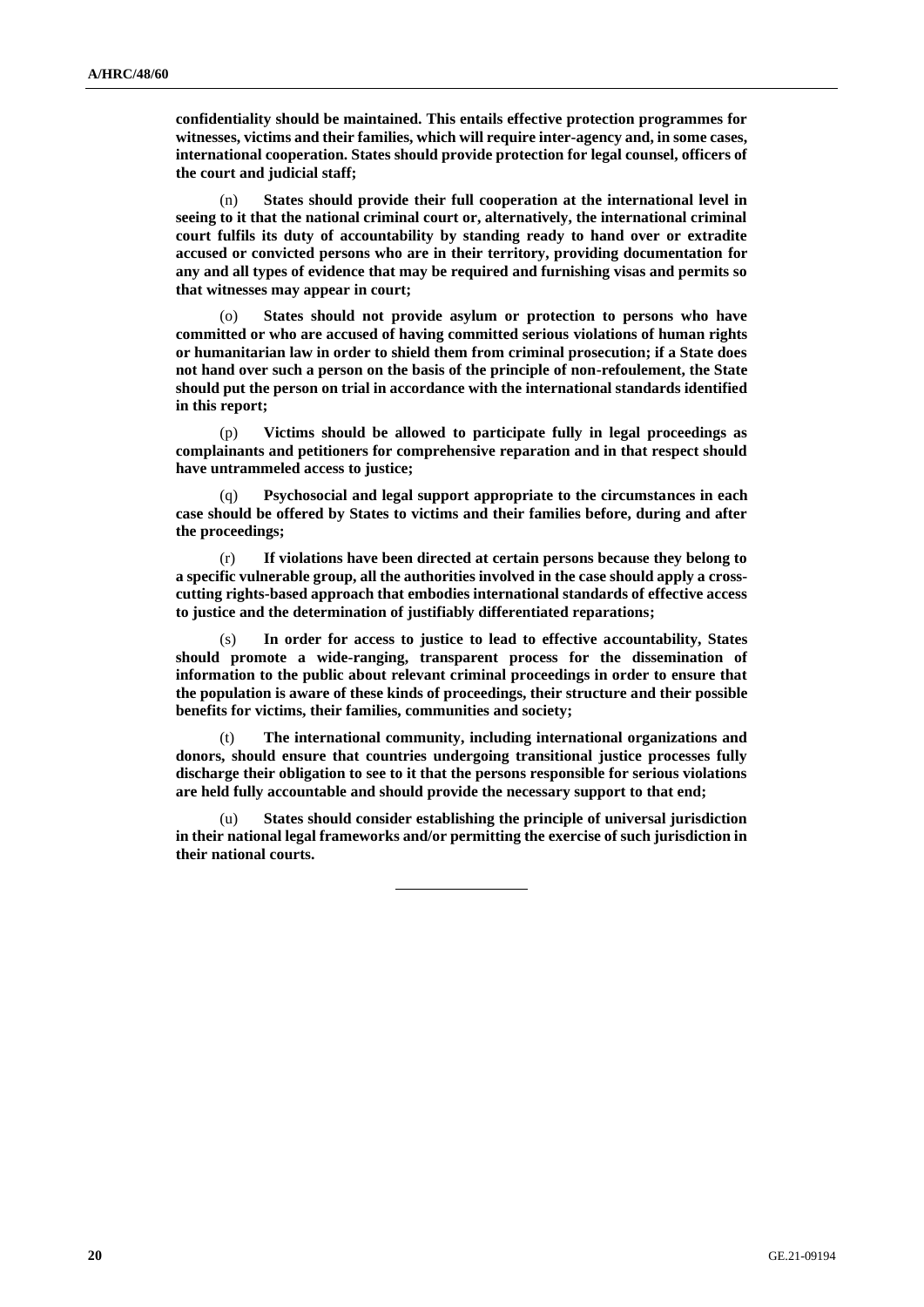**confidentiality should be maintained. This entails effective protection programmes for witnesses, victims and their families, which will require inter-agency and, in some cases, international cooperation. States should provide protection for legal counsel, officers of the court and judicial staff;**

(n) **States should provide their full cooperation at the international level in seeing to it that the national criminal court or, alternatively, the international criminal court fulfils its duty of accountability by standing ready to hand over or extradite accused or convicted persons who are in their territory, providing documentation for any and all types of evidence that may be required and furnishing visas and permits so that witnesses may appear in court;**

(o) **States should not provide asylum or protection to persons who have committed or who are accused of having committed serious violations of human rights or humanitarian law in order to shield them from criminal prosecution; if a State does not hand over such a person on the basis of the principle of non-refoulement, the State should put the person on trial in accordance with the international standards identified in this report;**

(p) **Victims should be allowed to participate fully in legal proceedings as complainants and petitioners for comprehensive reparation and in that respect should have untrammeled access to justice;**

(q) **Psychosocial and legal support appropriate to the circumstances in each case should be offered by States to victims and their families before, during and after the proceedings;**

(r) **If violations have been directed at certain persons because they belong to a specific vulnerable group, all the authorities involved in the case should apply a cross-cutting rights-based approach that embodies international standards of effective access to justice and the determination of justifiably differentiated reparations;**

(s) **In order for access to justice to lead to effective accountability, States should promote a wide-ranging, transparent process for the dissemination of information to the public about relevant criminal proceedings in order to ensure that the population is aware of these kinds of proceedings, their structure and their possible benefits for victims, their families, communities and society;**

(t) **The international community, including international organizations and donors, should ensure that countries undergoing transitional justice processes fully discharge their obligation to see to it that the persons responsible for serious violations are held fully accountable and should provide the necessary support to that end;**

(u) **States should consider establishing the principle of universal jurisdiction in their national legal frameworks and/or permitting the exercise of such jurisdiction in their national courts.**